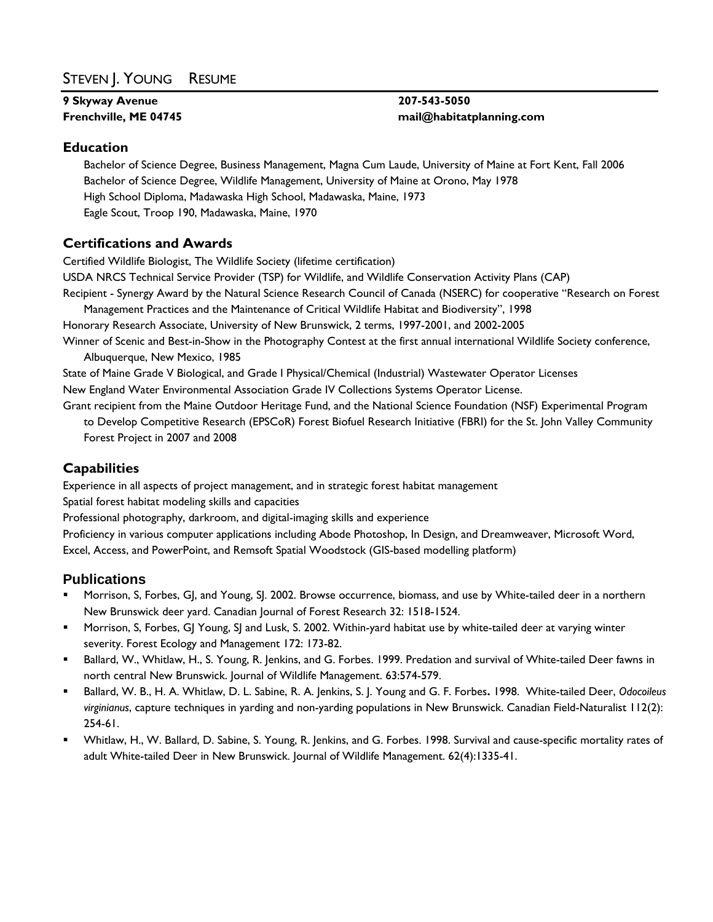# STEVEN J. YOUNG RESUME

**9 Skyway Avenue**
**Frenchville, ME 04745**

**207-543-5050**
**mail@habitatplanning.com**

## Education

Bachelor of Science Degree, Business Management, Magna Cum Laude, University of Maine at Fort Kent, Fall 2006
Bachelor of Science Degree, Wildlife Management, University of Maine at Orono, May 1978
High School Diploma, Madawaska High School, Madawaska, Maine, 1973
Eagle Scout, Troop 190, Madawaska, Maine, 1970

## Certifications and Awards

Certified Wildlife Biologist, The Wildlife Society (lifetime certification)

USDA NRCS Technical Service Provider (TSP) for Wildlife, and Wildlife Conservation Activity Plans (CAP)

Recipient - Synergy Award by the Natural Science Research Council of Canada (NSERC) for cooperative "Research on Forest Management Practices and the Maintenance of Critical Wildlife Habitat and Biodiversity", 1998

Honorary Research Associate, University of New Brunswick, 2 terms, 1997-2001, and 2002-2005

Winner of Scenic and Best-in-Show in the Photography Contest at the first annual international Wildlife Society conference, Albuquerque, New Mexico, 1985

State of Maine Grade V Biological, and Grade I Physical/Chemical (Industrial) Wastewater Operator Licenses

New England Water Environmental Association Grade IV Collections Systems Operator License.

Grant recipient from the Maine Outdoor Heritage Fund, and the National Science Foundation (NSF) Experimental Program to Develop Competitive Research (EPSCoR) Forest Biofuel Research Initiative (FBRI) for the St. John Valley Community Forest Project in 2007 and 2008

## Capabilities

Experience in all aspects of project management, and in strategic forest habitat management

Spatial forest habitat modeling skills and capacities

Professional photography, darkroom, and digital-imaging skills and experience

Proficiency in various computer applications including Abode Photoshop, In Design, and Dreamweaver, Microsoft Word, Excel, Access, and PowerPoint, and Remsoft Spatial Woodstock (GIS-based modelling platform)

## Publications

- Morrison, S, Forbes, GJ, and Young, SJ. 2002. Browse occurrence, biomass, and use by White-tailed deer in a northern New Brunswick deer yard. Canadian Journal of Forest Research 32: 1518-1524.
- Morrison, S, Forbes, GJ Young, SJ and Lusk, S. 2002. Within-yard habitat use by white-tailed deer at varying winter severity. Forest Ecology and Management 172: 173-82.
- Ballard, W., Whitlaw, H., S. Young, R. Jenkins, and G. Forbes. 1999. Predation and survival of White-tailed Deer fawns in north central New Brunswick. Journal of Wildlife Management. 63:574-579.
- Ballard, W. B., H. A. Whitlaw, D. L. Sabine, R. A. Jenkins, S. J. Young and G. F. Forbes**.** 1998. White-tailed Deer, *Odocoileus virginianus*, capture techniques in yarding and non-yarding populations in New Brunswick. Canadian Field-Naturalist 112(2): 254-61.
- Whitlaw, H., W. Ballard, D. Sabine, S. Young, R. Jenkins, and G. Forbes. 1998. Survival and cause-specific mortality rates of adult White-tailed Deer in New Brunswick. Journal of Wildlife Management. 62(4):1335-41.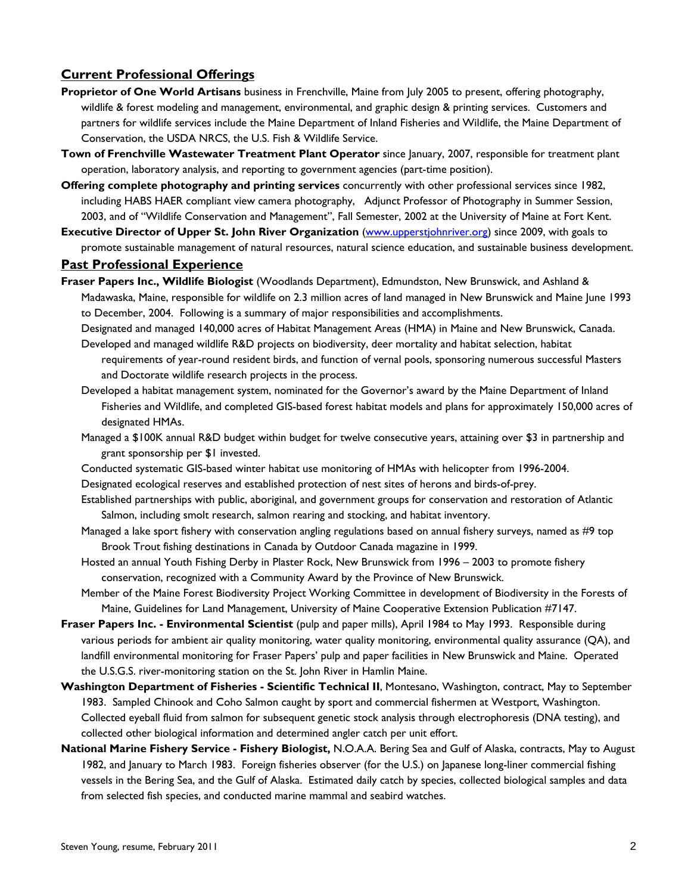## Current Professional Offerings

**Proprietor of One World Artisans** business in Frenchville, Maine from July 2005 to present, offering photography, wildlife & forest modeling and management, environmental, and graphic design & printing services. Customers and partners for wildlife services include the Maine Department of Inland Fisheries and Wildlife, the Maine Department of Conservation, the USDA NRCS, the U.S. Fish & Wildlife Service.

**Town of Frenchville Wastewater Treatment Plant Operator** since January, 2007, responsible for treatment plant operation, laboratory analysis, and reporting to government agencies (part-time position).

**Offering complete photography and printing services** concurrently with other professional services since 1982, including HABS HAER compliant view camera photography, Adjunct Professor of Photography in Summer Session, 2003, and of "Wildlife Conservation and Management", Fall Semester, 2002 at the University of Maine at Fort Kent.

**Executive Director of Upper St. John River Organization** (www.upperstjohnriver.org) since 2009, with goals to promote sustainable management of natural resources, natural science education, and sustainable business development.

## Past Professional Experience

**Fraser Papers Inc., Wildlife Biologist** (Woodlands Department), Edmundston, New Brunswick, and Ashland & Madawaska, Maine, responsible for wildlife on 2.3 million acres of land managed in New Brunswick and Maine June 1993 to December, 2004. Following is a summary of major responsibilities and accomplishments.

Designated and managed 140,000 acres of Habitat Management Areas (HMA) in Maine and New Brunswick, Canada.

Developed and managed wildlife R&D projects on biodiversity, deer mortality and habitat selection, habitat requirements of year-round resident birds, and function of vernal pools, sponsoring numerous successful Masters and Doctorate wildlife research projects in the process.

Developed a habitat management system, nominated for the Governor's award by the Maine Department of Inland Fisheries and Wildlife, and completed GIS-based forest habitat models and plans for approximately 150,000 acres of designated HMAs.

Managed a $100K annual R&D budget within budget for twelve consecutive years, attaining over $3 in partnership and grant sponsorship per $1 invested.

Conducted systematic GIS-based winter habitat use monitoring of HMAs with helicopter from 1996-2004.

Designated ecological reserves and established protection of nest sites of herons and birds-of-prey.

Established partnerships with public, aboriginal, and government groups for conservation and restoration of Atlantic Salmon, including smolt research, salmon rearing and stocking, and habitat inventory.

Managed a lake sport fishery with conservation angling regulations based on annual fishery surveys, named as #9 top Brook Trout fishing destinations in Canada by Outdoor Canada magazine in 1999.

Hosted an annual Youth Fishing Derby in Plaster Rock, New Brunswick from 1996 – 2003 to promote fishery conservation, recognized with a Community Award by the Province of New Brunswick.

Member of the Maine Forest Biodiversity Project Working Committee in development of Biodiversity in the Forests of Maine, Guidelines for Land Management, University of Maine Cooperative Extension Publication #7147.

**Fraser Papers Inc. - Environmental Scientist** (pulp and paper mills), April 1984 to May 1993. Responsible during various periods for ambient air quality monitoring, water quality monitoring, environmental quality assurance (QA), and landfill environmental monitoring for Fraser Papers' pulp and paper facilities in New Brunswick and Maine. Operated the U.S.G.S. river-monitoring station on the St. John River in Hamlin Maine.

**Washington Department of Fisheries - Scientific Technical II**, Montesano, Washington, contract, May to September 1983. Sampled Chinook and Coho Salmon caught by sport and commercial fishermen at Westport, Washington. Collected eyeball fluid from salmon for subsequent genetic stock analysis through electrophoresis (DNA testing), and collected other biological information and determined angler catch per unit effort.

**National Marine Fishery Service - Fishery Biologist,** N.O.A.A. Bering Sea and Gulf of Alaska, contracts, May to August 1982, and January to March 1983. Foreign fisheries observer (for the U.S.) on Japanese long-liner commercial fishing vessels in the Bering Sea, and the Gulf of Alaska. Estimated daily catch by species, collected biological samples and data from selected fish species, and conducted marine mammal and seabird watches.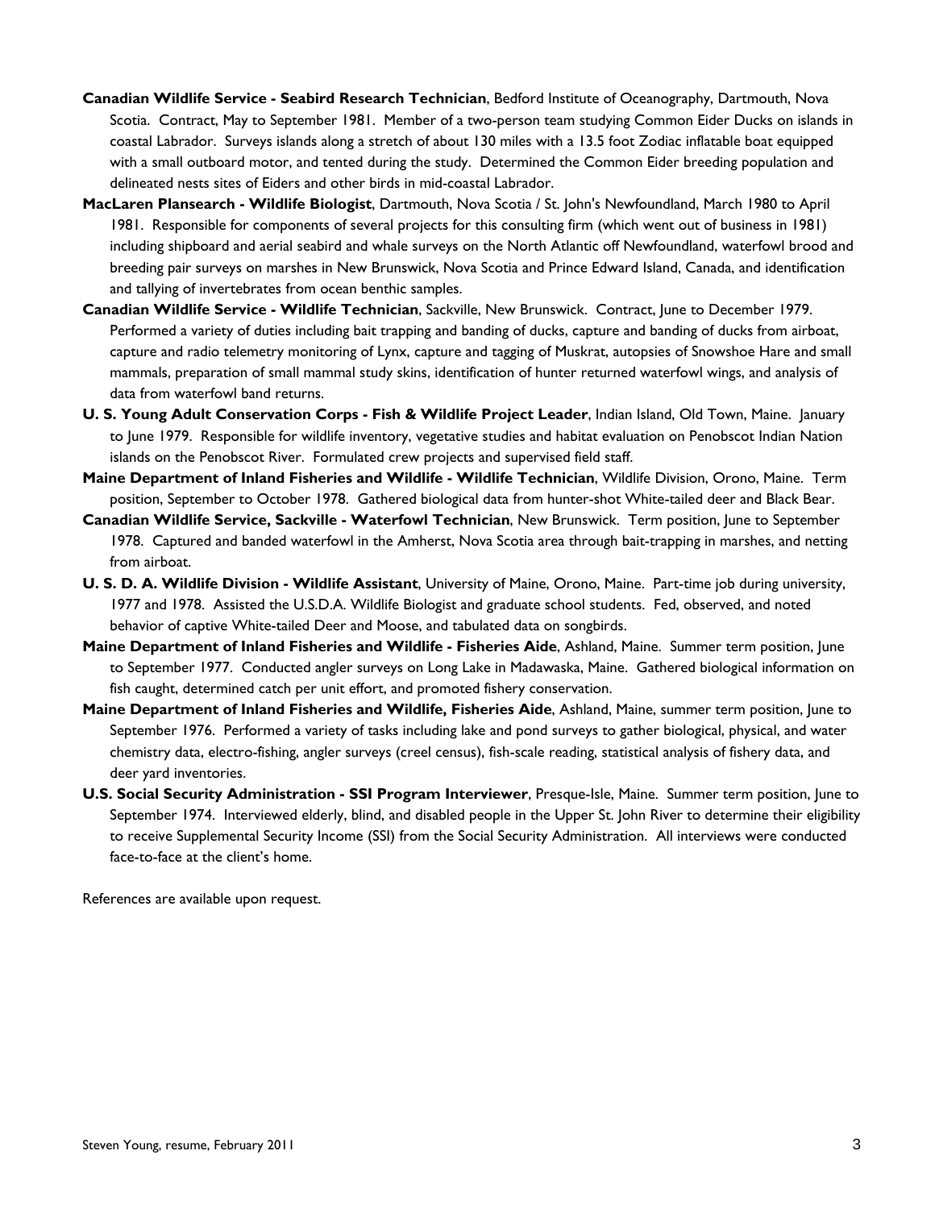**Canadian Wildlife Service - Seabird Research Technician**, Bedford Institute of Oceanography, Dartmouth, Nova Scotia. Contract, May to September 1981. Member of a two-person team studying Common Eider Ducks on islands in coastal Labrador. Surveys islands along a stretch of about 130 miles with a 13.5 foot Zodiac inflatable boat equipped with a small outboard motor, and tented during the study. Determined the Common Eider breeding population and delineated nests sites of Eiders and other birds in mid-coastal Labrador.

**MacLaren Plansearch - Wildlife Biologist**, Dartmouth, Nova Scotia / St. John's Newfoundland, March 1980 to April 1981. Responsible for components of several projects for this consulting firm (which went out of business in 1981) including shipboard and aerial seabird and whale surveys on the North Atlantic off Newfoundland, waterfowl brood and breeding pair surveys on marshes in New Brunswick, Nova Scotia and Prince Edward Island, Canada, and identification and tallying of invertebrates from ocean benthic samples.

**Canadian Wildlife Service - Wildlife Technician**, Sackville, New Brunswick. Contract, June to December 1979. Performed a variety of duties including bait trapping and banding of ducks, capture and banding of ducks from airboat, capture and radio telemetry monitoring of Lynx, capture and tagging of Muskrat, autopsies of Snowshoe Hare and small mammals, preparation of small mammal study skins, identification of hunter returned waterfowl wings, and analysis of data from waterfowl band returns.

**U. S. Young Adult Conservation Corps - Fish & Wildlife Project Leader**, Indian Island, Old Town, Maine. January to June 1979. Responsible for wildlife inventory, vegetative studies and habitat evaluation on Penobscot Indian Nation islands on the Penobscot River. Formulated crew projects and supervised field staff.

**Maine Department of Inland Fisheries and Wildlife - Wildlife Technician**, Wildlife Division, Orono, Maine. Term position, September to October 1978. Gathered biological data from hunter-shot White-tailed deer and Black Bear.

**Canadian Wildlife Service, Sackville - Waterfowl Technician**, New Brunswick. Term position, June to September 1978. Captured and banded waterfowl in the Amherst, Nova Scotia area through bait-trapping in marshes, and netting from airboat.

**U. S. D. A. Wildlife Division - Wildlife Assistant**, University of Maine, Orono, Maine. Part-time job during university, 1977 and 1978. Assisted the U.S.D.A. Wildlife Biologist and graduate school students. Fed, observed, and noted behavior of captive White-tailed Deer and Moose, and tabulated data on songbirds.

**Maine Department of Inland Fisheries and Wildlife - Fisheries Aide**, Ashland, Maine. Summer term position, June to September 1977. Conducted angler surveys on Long Lake in Madawaska, Maine. Gathered biological information on fish caught, determined catch per unit effort, and promoted fishery conservation.

**Maine Department of Inland Fisheries and Wildlife, Fisheries Aide**, Ashland, Maine, summer term position, June to September 1976. Performed a variety of tasks including lake and pond surveys to gather biological, physical, and water chemistry data, electro-fishing, angler surveys (creel census), fish-scale reading, statistical analysis of fishery data, and deer yard inventories.

**U.S. Social Security Administration - SSI Program Interviewer**, Presque-Isle, Maine. Summer term position, June to September 1974. Interviewed elderly, blind, and disabled people in the Upper St. John River to determine their eligibility to receive Supplemental Security Income (SSI) from the Social Security Administration. All interviews were conducted face-to-face at the client's home.

References are available upon request.